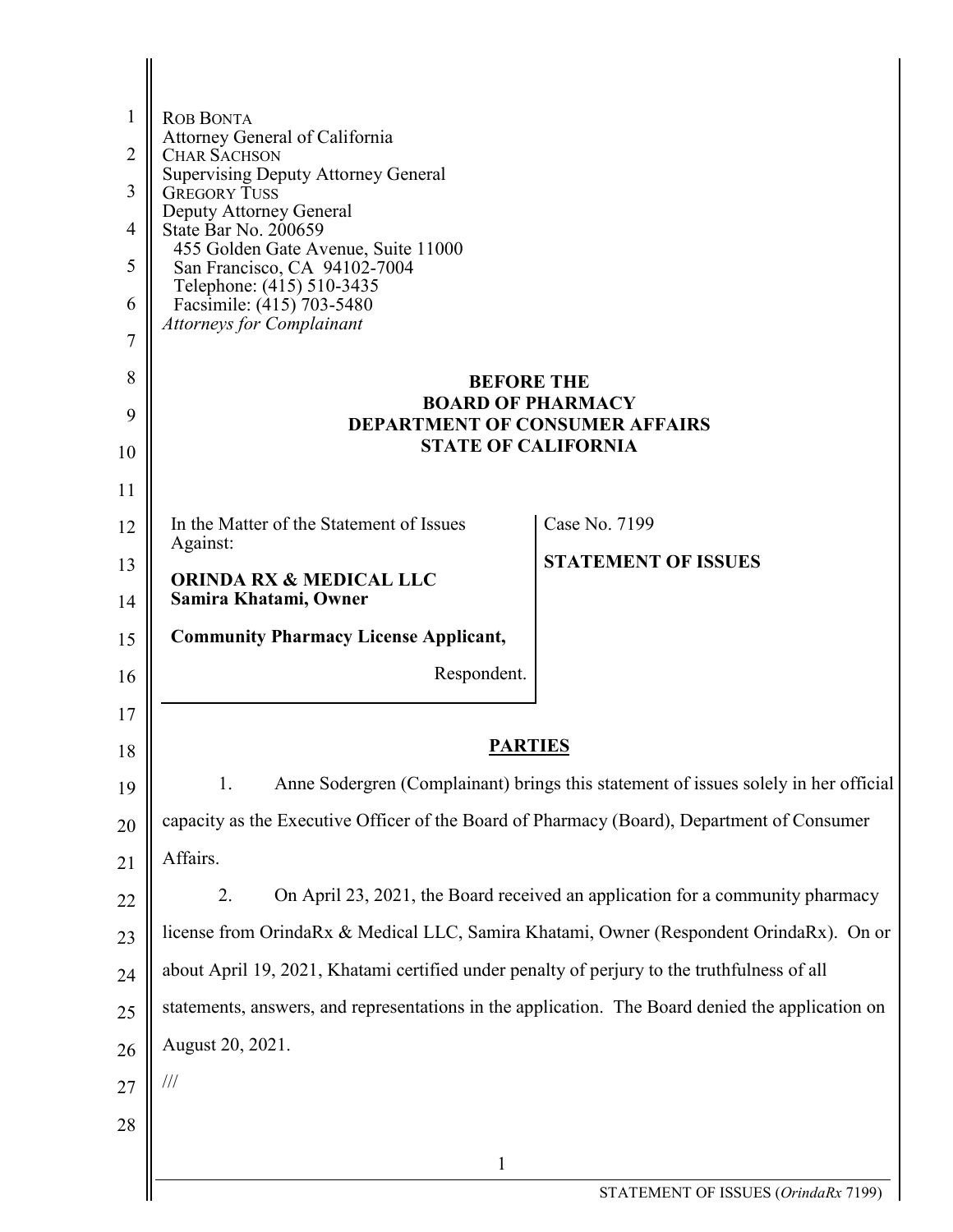ROB BONTA
Attorney General of California
CHAR SACHSON
Supervising Deputy Attorney General
GREGORY TUSS
Deputy Attorney General
State Bar No. 200659
455 Golden Gate Avenue, Suite 11000
San Francisco, CA 94102-7004
Telephone: (415) 510-3435
Facsimile: (415) 703-5480
*Attorneys for Complainant*

**BEFORE THE**
**BOARD OF PHARMACY**
**DEPARTMENT OF CONSUMER AFFAIRS**
**STATE OF CALIFORNIA**

| In the Matter of the Statement of Issues Against: | Case No. 7199 |
| --- | --- |
| **ORINDA RX & MEDICAL LLC** **Samira Khatami, Owner** | **STATEMENT OF ISSUES** |
| **Community Pharmacy License Applicant,** | |
| Respondent. | |

## PARTIES

1. Anne Sodergren (Complainant) brings this statement of issues solely in her official capacity as the Executive Officer of the Board of Pharmacy (Board), Department of Consumer Affairs.

2. On April 23, 2021, the Board received an application for a community pharmacy license from OrindaRx & Medical LLC, Samira Khatami, Owner (Respondent OrindaRx). On or about April 19, 2021, Khatami certified under penalty of perjury to the truthfulness of all statements, answers, and representations in the application. The Board denied the application on August 20, 2021.

///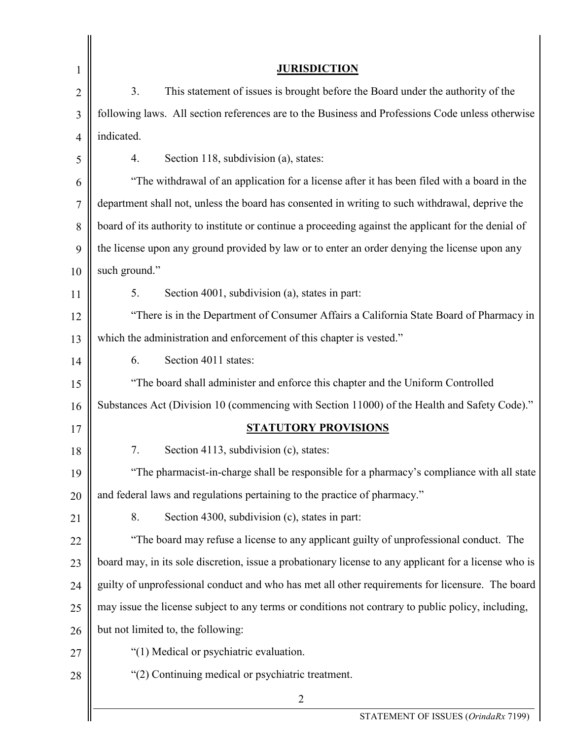## JURISDICTION

3. This statement of issues is brought before the Board under the authority of the following laws. All section references are to the Business and Professions Code unless otherwise indicated.

4. Section 118, subdivision (a), states:

"The withdrawal of an application for a license after it has been filed with a board in the department shall not, unless the board has consented in writing to such withdrawal, deprive the board of its authority to institute or continue a proceeding against the applicant for the denial of the license upon any ground provided by law or to enter an order denying the license upon any such ground."

5. Section 4001, subdivision (a), states in part:

"There is in the Department of Consumer Affairs a California State Board of Pharmacy in which the administration and enforcement of this chapter is vested."

6. Section 4011 states:

"The board shall administer and enforce this chapter and the Uniform Controlled Substances Act (Division 10 (commencing with Section 11000) of the Health and Safety Code)."

## STATUTORY PROVISIONS

7. Section 4113, subdivision (c), states:

"The pharmacist-in-charge shall be responsible for a pharmacy's compliance with all state and federal laws and regulations pertaining to the practice of pharmacy."

8. Section 4300, subdivision (c), states in part:

"The board may refuse a license to any applicant guilty of unprofessional conduct. The board may, in its sole discretion, issue a probationary license to any applicant for a license who is guilty of unprofessional conduct and who has met all other requirements for licensure. The board may issue the license subject to any terms or conditions not contrary to public policy, including, but not limited to, the following:

"(1) Medical or psychiatric evaluation.

"(2) Continuing medical or psychiatric treatment.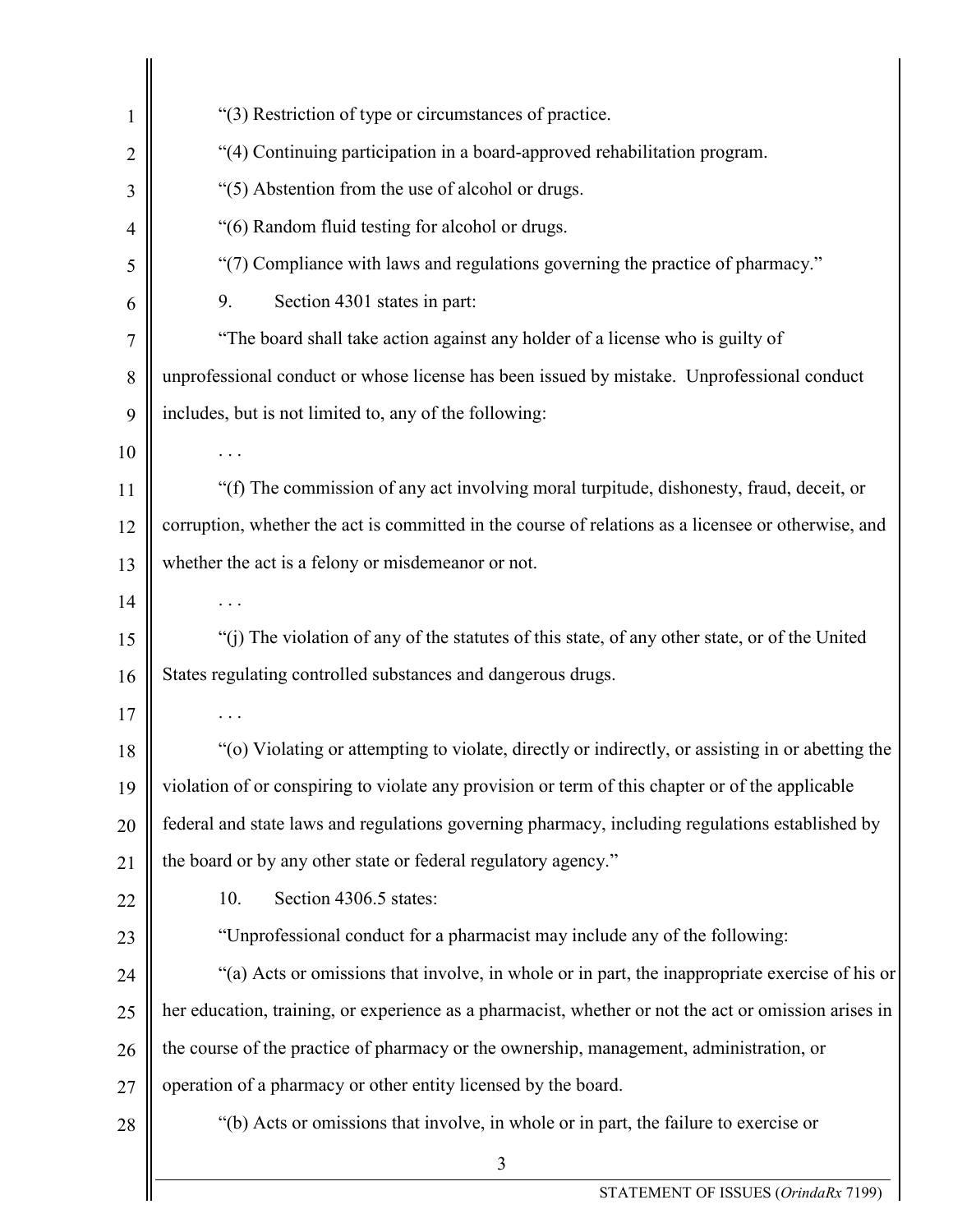"(3) Restriction of type or circumstances of practice.

"(4) Continuing participation in a board-approved rehabilitation program.

"(5) Abstention from the use of alcohol or drugs.

"(6) Random fluid testing for alcohol or drugs.

"(7) Compliance with laws and regulations governing the practice of pharmacy."

9. Section 4301 states in part:

"The board shall take action against any holder of a license who is guilty of unprofessional conduct or whose license has been issued by mistake. Unprofessional conduct includes, but is not limited to, any of the following:

. . .

"(f) The commission of any act involving moral turpitude, dishonesty, fraud, deceit, or corruption, whether the act is committed in the course of relations as a licensee or otherwise, and whether the act is a felony or misdemeanor or not.

. . .

"(j) The violation of any of the statutes of this state, of any other state, or of the United States regulating controlled substances and dangerous drugs.

. . .

"(o) Violating or attempting to violate, directly or indirectly, or assisting in or abetting the violation of or conspiring to violate any provision or term of this chapter or of the applicable federal and state laws and regulations governing pharmacy, including regulations established by the board or by any other state or federal regulatory agency."

10. Section 4306.5 states:

"Unprofessional conduct for a pharmacist may include any of the following:

"(a) Acts or omissions that involve, in whole or in part, the inappropriate exercise of his or her education, training, or experience as a pharmacist, whether or not the act or omission arises in the course of the practice of pharmacy or the ownership, management, administration, or operation of a pharmacy or other entity licensed by the board.

"(b) Acts or omissions that involve, in whole or in part, the failure to exercise or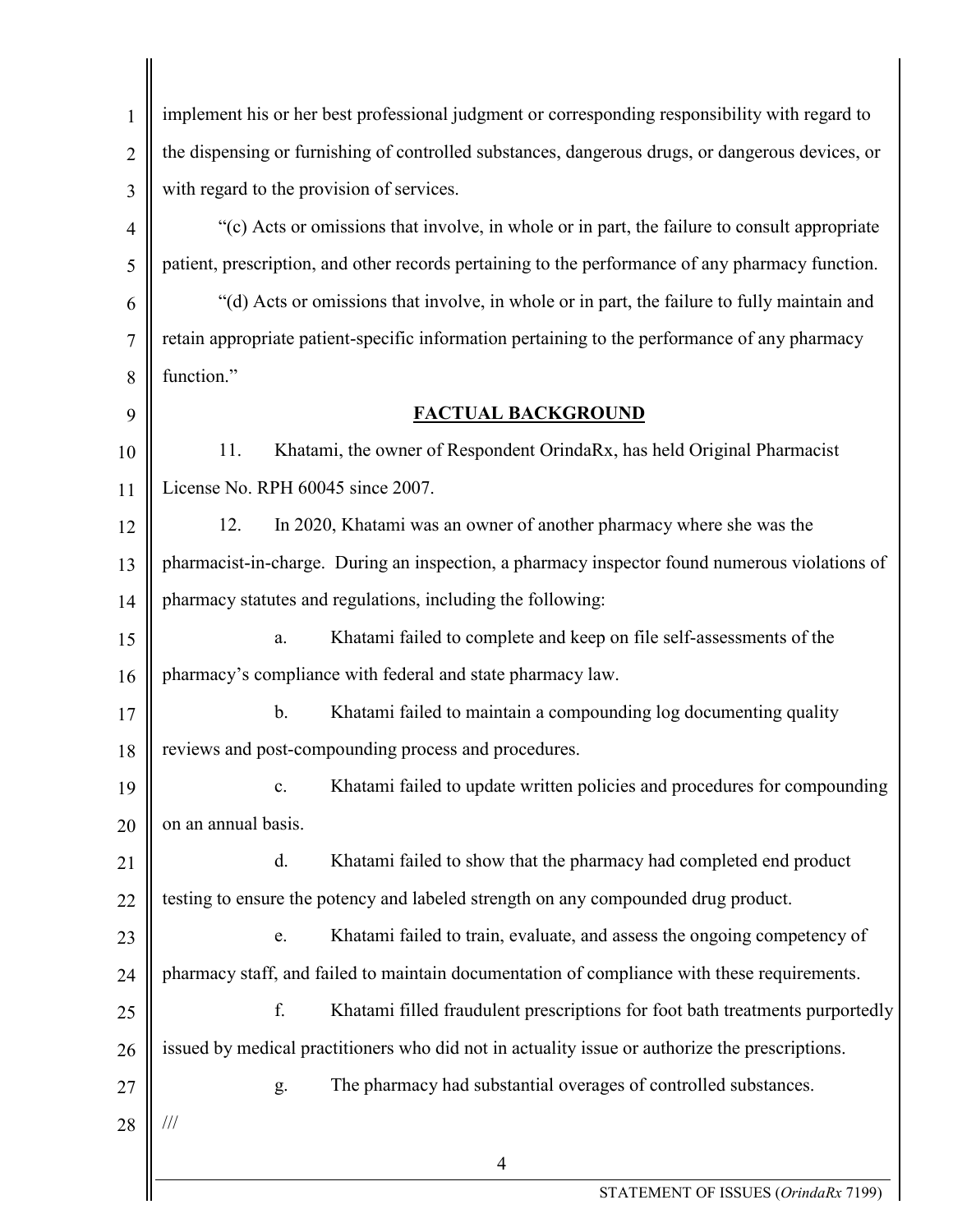implement his or her best professional judgment or corresponding responsibility with regard to the dispensing or furnishing of controlled substances, dangerous drugs, or dangerous devices, or with regard to the provision of services.

"(c) Acts or omissions that involve, in whole or in part, the failure to consult appropriate patient, prescription, and other records pertaining to the performance of any pharmacy function.

"(d) Acts or omissions that involve, in whole or in part, the failure to fully maintain and retain appropriate patient-specific information pertaining to the performance of any pharmacy function."

## FACTUAL BACKGROUND

11. Khatami, the owner of Respondent OrindaRx, has held Original Pharmacist License No. RPH 60045 since 2007.

12. In 2020, Khatami was an owner of another pharmacy where she was the pharmacist-in-charge. During an inspection, a pharmacy inspector found numerous violations of pharmacy statutes and regulations, including the following:

a. Khatami failed to complete and keep on file self-assessments of the pharmacy's compliance with federal and state pharmacy law.

b. Khatami failed to maintain a compounding log documenting quality reviews and post-compounding process and procedures.

c. Khatami failed to update written policies and procedures for compounding on an annual basis.

d. Khatami failed to show that the pharmacy had completed end product testing to ensure the potency and labeled strength on any compounded drug product.

e. Khatami failed to train, evaluate, and assess the ongoing competency of pharmacy staff, and failed to maintain documentation of compliance with these requirements.

f. Khatami filled fraudulent prescriptions for foot bath treatments purportedly issued by medical practitioners who did not in actuality issue or authorize the prescriptions.

g. The pharmacy had substantial overages of controlled substances.

///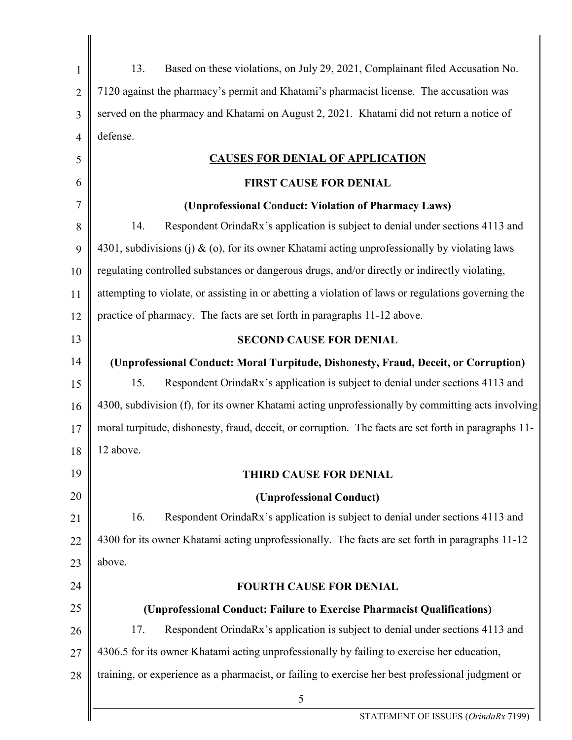13. Based on these violations, on July 29, 2021, Complainant filed Accusation No. 7120 against the pharmacy's permit and Khatami's pharmacist license. The accusation was served on the pharmacy and Khatami on August 2, 2021. Khatami did not return a notice of defense.

## CAUSES FOR DENIAL OF APPLICATION

### FIRST CAUSE FOR DENIAL

**(Unprofessional Conduct: Violation of Pharmacy Laws)**

14. Respondent OrindaRx's application is subject to denial under sections 4113 and 4301, subdivisions (j) & (o), for its owner Khatami acting unprofessionally by violating laws regulating controlled substances or dangerous drugs, and/or directly or indirectly violating, attempting to violate, or assisting in or abetting a violation of laws or regulations governing the practice of pharmacy. The facts are set forth in paragraphs 11-12 above.

### SECOND CAUSE FOR DENIAL

**(Unprofessional Conduct: Moral Turpitude, Dishonesty, Fraud, Deceit, or Corruption)**

15. Respondent OrindaRx's application is subject to denial under sections 4113 and 4300, subdivision (f), for its owner Khatami acting unprofessionally by committing acts involving moral turpitude, dishonesty, fraud, deceit, or corruption. The facts are set forth in paragraphs 11-12 above.

### THIRD CAUSE FOR DENIAL

**(Unprofessional Conduct)**

16. Respondent OrindaRx's application is subject to denial under sections 4113 and 4300 for its owner Khatami acting unprofessionally. The facts are set forth in paragraphs 11-12 above.

### FOURTH CAUSE FOR DENIAL

**(Unprofessional Conduct: Failure to Exercise Pharmacist Qualifications)**

17. Respondent OrindaRx's application is subject to denial under sections 4113 and 4306.5 for its owner Khatami acting unprofessionally by failing to exercise her education, training, or experience as a pharmacist, or failing to exercise her best professional judgment or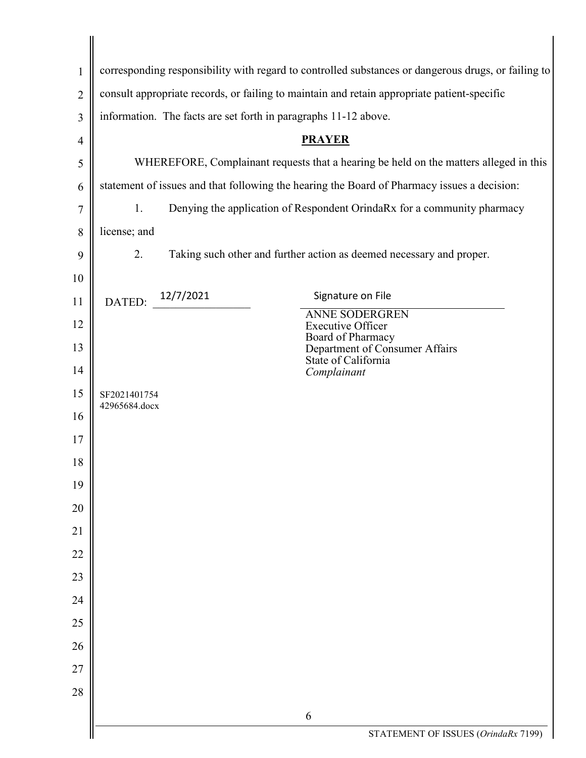corresponding responsibility with regard to controlled substances or dangerous drugs, or failing to consult appropriate records, or failing to maintain and retain appropriate patient-specific information. The facts are set forth in paragraphs 11-12 above.

## PRAYER

WHEREFORE, Complainant requests that a hearing be held on the matters alleged in this statement of issues and that following the hearing the Board of Pharmacy issues a decision:

1. Denying the application of Respondent OrindaRx for a community pharmacy license; and

2. Taking such other and further action as deemed necessary and proper.

DATED: 12/7/2021

Signature on File

ANNE SODERGREN
Executive Officer
Board of Pharmacy
Department of Consumer Affairs
State of California
*Complainant*

SF2021401754
42965684.docx